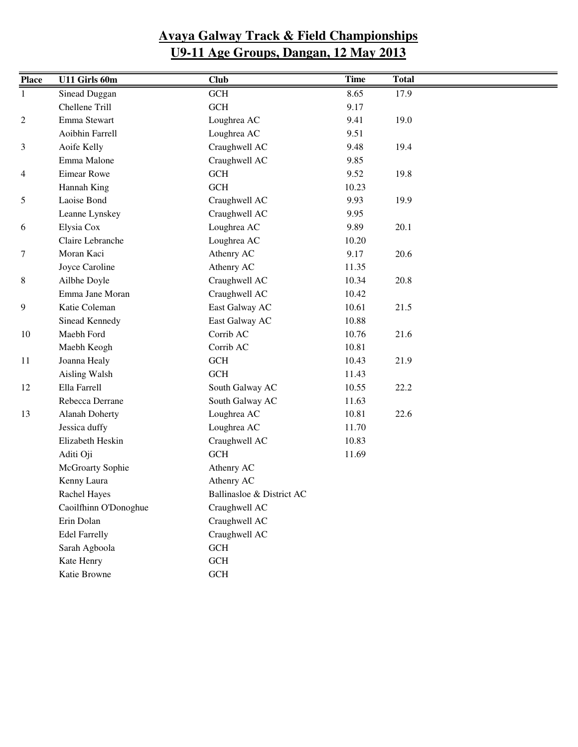# Avaya Galway Track & Field Championships
# U9-11 Age Groups, Dangan, 12 May 2013

| Place | U11 Girls 60m | Club | Time | Total |
|---|---|---|---|---|
| 1 | Sinead Duggan | GCH | 8.65 | 17.9 |
| | Chellene Trill | GCH | 9.17 | |
| 2 | Emma Stewart | Loughrea AC | 9.41 | 19.0 |
| | Aoibhin Farrell | Loughrea AC | 9.51 | |
| 3 | Aoife Kelly | Craughwell AC | 9.48 | 19.4 |
| | Emma Malone | Craughwell AC | 9.85 | |
| 4 | Eimear Rowe | GCH | 9.52 | 19.8 |
| | Hannah King | GCH | 10.23 | |
| 5 | Laoise Bond | Craughwell AC | 9.93 | 19.9 |
| | Leanne Lynskey | Craughwell AC | 9.95 | |
| 6 | Elysia Cox | Loughrea AC | 9.89 | 20.1 |
| | Claire Lebranche | Loughrea AC | 10.20 | |
| 7 | Moran Kaci | Athenry AC | 9.17 | 20.6 |
| | Joyce Caroline | Athenry AC | 11.35 | |
| 8 | Ailbhe Doyle | Craughwell AC | 10.34 | 20.8 |
| | Emma Jane Moran | Craughwell AC | 10.42 | |
| 9 | Katie Coleman | East Galway AC | 10.61 | 21.5 |
| | Sinead Kennedy | East Galway AC | 10.88 | |
| 10 | Maebh Ford | Corrib AC | 10.76 | 21.6 |
| | Maebh Keogh | Corrib AC | 10.81 | |
| 11 | Joanna Healy | GCH | 10.43 | 21.9 |
| | Aisling Walsh | GCH | 11.43 | |
| 12 | Ella Farrell | South Galway AC | 10.55 | 22.2 |
| | Rebecca Derrane | South Galway AC | 11.63 | |
| 13 | Alanah Doherty | Loughrea AC | 10.81 | 22.6 |
| | Jessica duffy | Loughrea AC | 11.70 | |
| | Elizabeth Heskin | Craughwell AC | 10.83 | |
| | Aditi Oji | GCH | 11.69 | |
| | McGroarty Sophie | Athenry AC | | |
| | Kenny Laura | Athenry AC | | |
| | Rachel Hayes | Ballinasloe & District AC | | |
| | Caoilfhinn O'Donoghue | Craughwell AC | | |
| | Erin Dolan | Craughwell AC | | |
| | Edel Farrelly | Craughwell AC | | |
| | Sarah Agboola | GCH | | |
| | Kate Henry | GCH | | |
| | Katie Browne | GCH | | |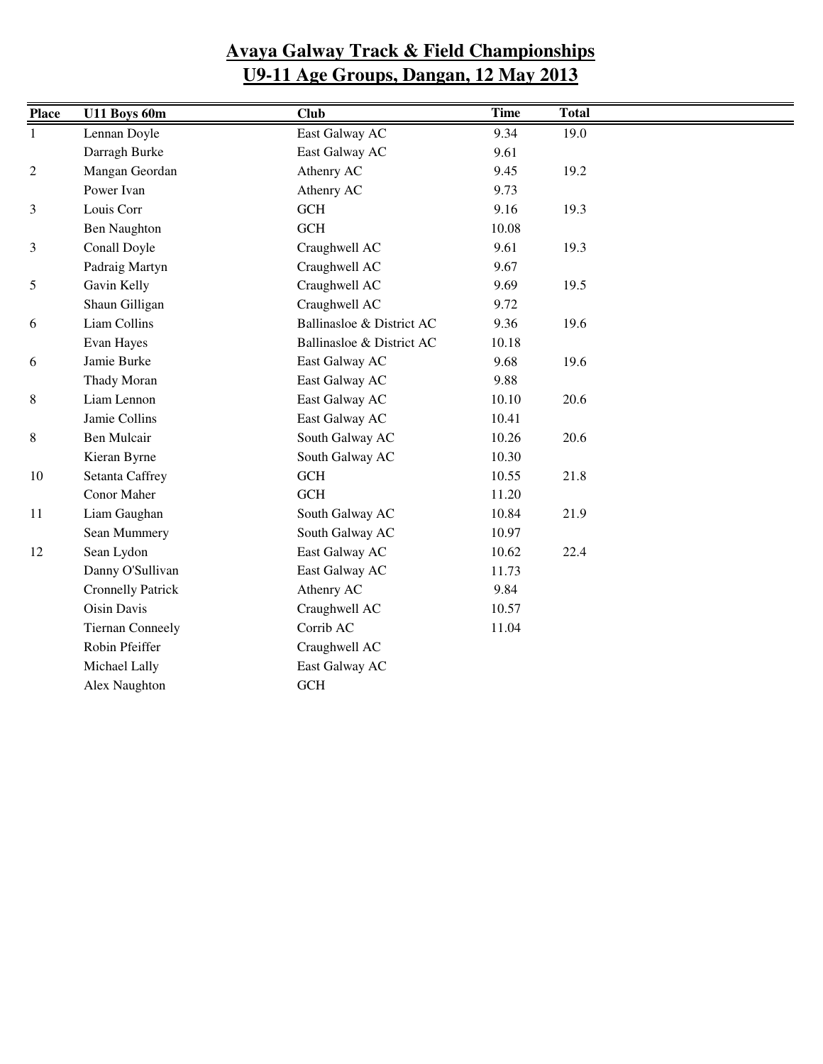# Avaya Galway Track & Field Championships
# U9-11 Age Groups, Dangan, 12 May 2013

| Place | U11 Boys 60m | Club | Time | Total |
|---|---|---|---|---|
| 1 | Lennan Doyle | East Galway AC | 9.34 | 19.0 |
| | Darragh Burke | East Galway AC | 9.61 | |
| 2 | Mangan Geordan | Athenry AC | 9.45 | 19.2 |
| | Power Ivan | Athenry AC | 9.73 | |
| 3 | Louis Corr | GCH | 9.16 | 19.3 |
| | Ben Naughton | GCH | 10.08 | |
| 3 | Conall Doyle | Craughwell AC | 9.61 | 19.3 |
| | Padraig Martyn | Craughwell AC | 9.67 | |
| 5 | Gavin Kelly | Craughwell AC | 9.69 | 19.5 |
| | Shaun Gilligan | Craughwell AC | 9.72 | |
| 6 | Liam Collins | Ballinasloe & District AC | 9.36 | 19.6 |
| | Evan Hayes | Ballinasloe & District AC | 10.18 | |
| 6 | Jamie Burke | East Galway AC | 9.68 | 19.6 |
| | Thady Moran | East Galway AC | 9.88 | |
| 8 | Liam Lennon | East Galway AC | 10.10 | 20.6 |
| | Jamie Collins | East Galway AC | 10.41 | |
| 8 | Ben Mulcair | South Galway AC | 10.26 | 20.6 |
| | Kieran Byrne | South Galway AC | 10.30 | |
| 10 | Setanta Caffrey | GCH | 10.55 | 21.8 |
| | Conor Maher | GCH | 11.20 | |
| 11 | Liam Gaughan | South Galway AC | 10.84 | 21.9 |
| | Sean Mummery | South Galway AC | 10.97 | |
| 12 | Sean Lydon | East Galway AC | 10.62 | 22.4 |
| | Danny O'Sullivan | East Galway AC | 11.73 | |
| | Cronnelly Patrick | Athenry AC | 9.84 | |
| | Oisin Davis | Craughwell AC | 10.57 | |
| | Tiernan Conneely | Corrib AC | 11.04 | |
| | Robin Pfeiffer | Craughwell AC | | |
| | Michael Lally | East Galway AC | | |
| | Alex Naughton | GCH | | |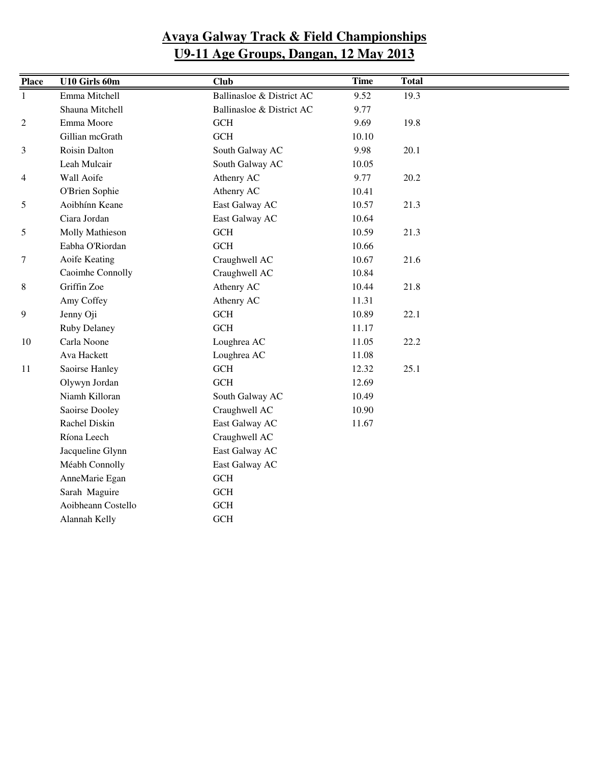# Avaya Galway Track & Field Championships
# U9-11 Age Groups, Dangan, 12 May 2013

| Place | U10 Girls 60m | Club | Time | Total |
|---|---|---|---|---|
| 1 | Emma Mitchell | Ballinasloe & District AC | 9.52 | 19.3 |
| | Shauna Mitchell | Ballinasloe & District AC | 9.77 | |
| 2 | Emma Moore | GCH | 9.69 | 19.8 |
| | Gillian mcGrath | GCH | 10.10 | |
| 3 | Roisin Dalton | South Galway AC | 9.98 | 20.1 |
| | Leah Mulcair | South Galway AC | 10.05 | |
| 4 | Wall Aoife | Athenry AC | 9.77 | 20.2 |
| | O'Brien Sophie | Athenry AC | 10.41 | |
| 5 | Aoibhínn Keane | East Galway AC | 10.57 | 21.3 |
| | Ciara Jordan | East Galway AC | 10.64 | |
| 5 | Molly Mathieson | GCH | 10.59 | 21.3 |
| | Eabha O'Riordan | GCH | 10.66 | |
| 7 | Aoife Keating | Craughwell AC | 10.67 | 21.6 |
| | Caoimhe Connolly | Craughwell AC | 10.84 | |
| 8 | Griffin Zoe | Athenry AC | 10.44 | 21.8 |
| | Amy Coffey | Athenry AC | 11.31 | |
| 9 | Jenny Oji | GCH | 10.89 | 22.1 |
| | Ruby Delaney | GCH | 11.17 | |
| 10 | Carla Noone | Loughrea AC | 11.05 | 22.2 |
| | Ava Hackett | Loughrea AC | 11.08 | |
| 11 | Saoirse Hanley | GCH | 12.32 | 25.1 |
| | Olywyn Jordan | GCH | 12.69 | |
| | Niamh Killoran | South Galway AC | 10.49 | |
| | Saoirse Dooley | Craughwell AC | 10.90 | |
| | Rachel Diskin | East Galway AC | 11.67 | |
| | Ríona Leech | Craughwell AC | | |
| | Jacqueline Glynn | East Galway AC | | |
| | Méabh Connolly | East Galway AC | | |
| | AnneMarie Egan | GCH | | |
| | Sarah Maguire | GCH | | |
| | Aoibheann Costello | GCH | | |
| | Alannah Kelly | GCH | | |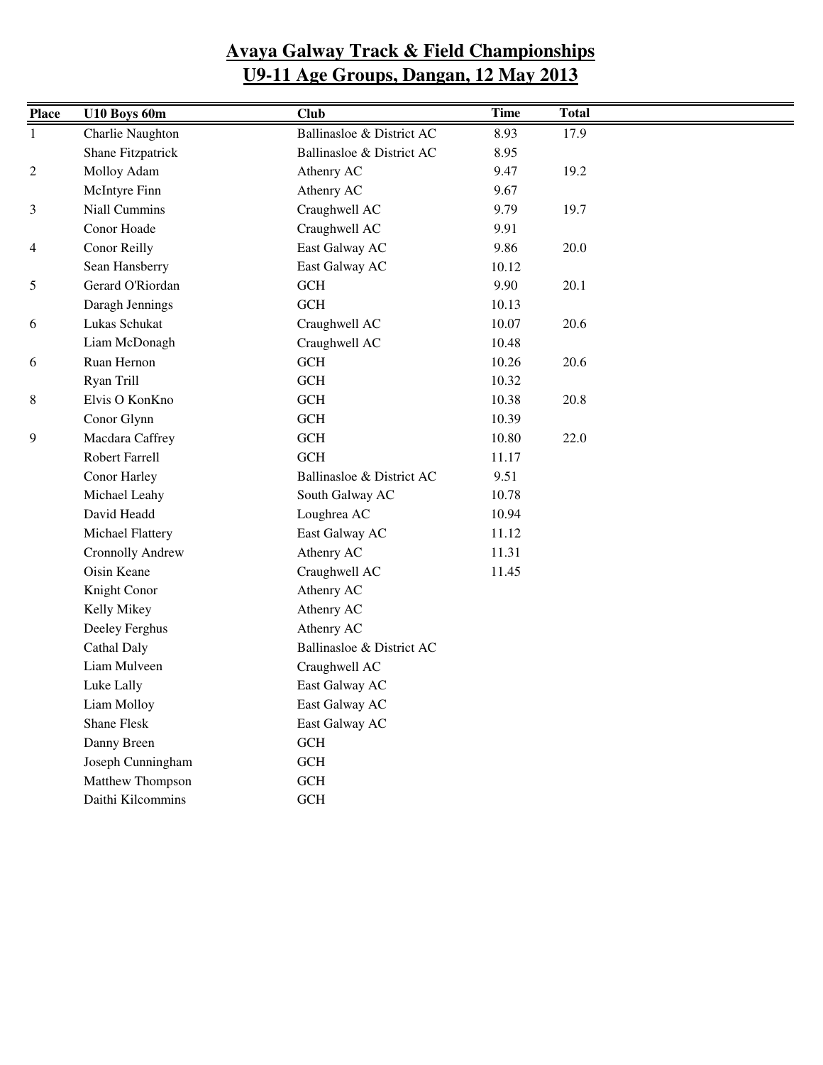# Avaya Galway Track & Field Championships
## U9-11 Age Groups, Dangan, 12 May 2013

| Place | U10 Boys 60m | Club | Time | Total |
|---|---|---|---|---|
| 1 | Charlie Naughton | Ballinasloe & District AC | 8.93 | 17.9 |
| | Shane Fitzpatrick | Ballinasloe & District AC | 8.95 | |
| 2 | Molloy Adam | Athenry AC | 9.47 | 19.2 |
| | McIntyre Finn | Athenry AC | 9.67 | |
| 3 | Niall Cummins | Craughwell AC | 9.79 | 19.7 |
| | Conor Hoade | Craughwell AC | 9.91 | |
| 4 | Conor Reilly | East Galway AC | 9.86 | 20.0 |
| | Sean Hansberry | East Galway AC | 10.12 | |
| 5 | Gerard O'Riordan | GCH | 9.90 | 20.1 |
| | Daragh Jennings | GCH | 10.13 | |
| 6 | Lukas Schukat | Craughwell AC | 10.07 | 20.6 |
| | Liam McDonagh | Craughwell AC | 10.48 | |
| 6 | Ruan Hernon | GCH | 10.26 | 20.6 |
| | Ryan Trill | GCH | 10.32 | |
| 8 | Elvis O KonKno | GCH | 10.38 | 20.8 |
| | Conor Glynn | GCH | 10.39 | |
| 9 | Macdara Caffrey | GCH | 10.80 | 22.0 |
| | Robert Farrell | GCH | 11.17 | |
| | Conor Harley | Ballinasloe & District AC | 9.51 | |
| | Michael Leahy | South Galway AC | 10.78 | |
| | David Headd | Loughrea AC | 10.94 | |
| | Michael Flattery | East Galway AC | 11.12 | |
| | Cronnolly Andrew | Athenry AC | 11.31 | |
| | Oisin Keane | Craughwell AC | 11.45 | |
| | Knight Conor | Athenry AC | | |
| | Kelly Mikey | Athenry AC | | |
| | Deeley Ferghus | Athenry AC | | |
| | Cathal Daly | Ballinasloe & District AC | | |
| | Liam Mulveen | Craughwell AC | | |
| | Luke Lally | East Galway AC | | |
| | Liam Molloy | East Galway AC | | |
| | Shane Flesk | East Galway AC | | |
| | Danny Breen | GCH | | |
| | Joseph Cunningham | GCH | | |
| | Matthew Thompson | GCH | | |
| | Daithi Kilcommins | GCH | | |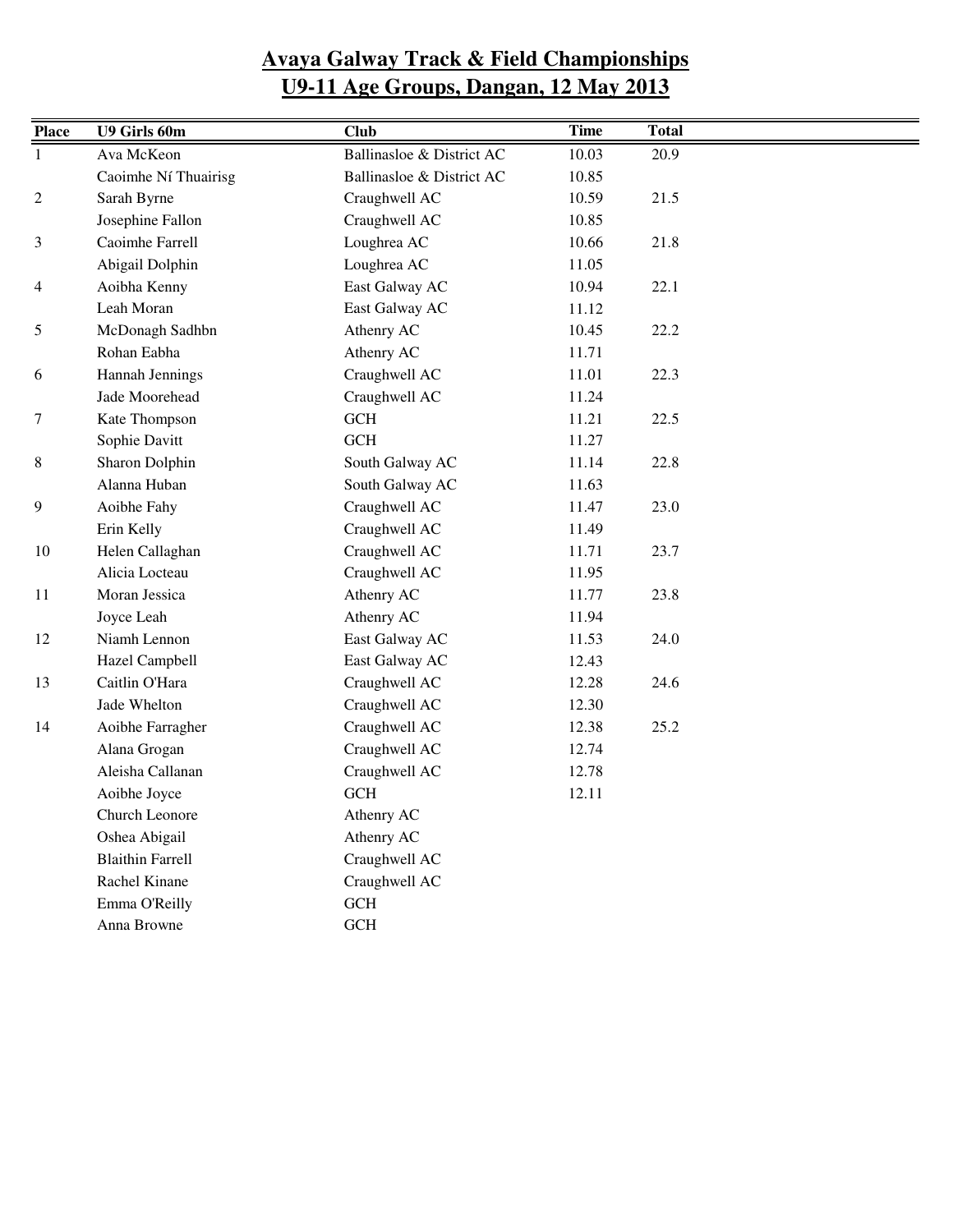# Avaya Galway Track & Field Championships
## U9-11 Age Groups, Dangan, 12 May 2013

| Place | U9 Girls 60m | Club | Time | Total |
|---|---|---|---|---|
| 1 | Ava McKeon | Ballinasloe & District AC | 10.03 | 20.9 |
| | Caoimhe Ní Thuairisg | Ballinasloe & District AC | 10.85 | |
| 2 | Sarah Byrne | Craughwell AC | 10.59 | 21.5 |
| | Josephine Fallon | Craughwell AC | 10.85 | |
| 3 | Caoimhe Farrell | Loughrea AC | 10.66 | 21.8 |
| | Abigail Dolphin | Loughrea AC | 11.05 | |
| 4 | Aoibha Kenny | East Galway AC | 10.94 | 22.1 |
| | Leah Moran | East Galway AC | 11.12 | |
| 5 | McDonagh Sadhbn | Athenry AC | 10.45 | 22.2 |
| | Rohan Eabha | Athenry AC | 11.71 | |
| 6 | Hannah Jennings | Craughwell AC | 11.01 | 22.3 |
| | Jade Moorehead | Craughwell AC | 11.24 | |
| 7 | Kate Thompson | GCH | 11.21 | 22.5 |
| | Sophie Davitt | GCH | 11.27 | |
| 8 | Sharon Dolphin | South Galway AC | 11.14 | 22.8 |
| | Alanna Huban | South Galway AC | 11.63 | |
| 9 | Aoibhe Fahy | Craughwell AC | 11.47 | 23.0 |
| | Erin Kelly | Craughwell AC | 11.49 | |
| 10 | Helen Callaghan | Craughwell AC | 11.71 | 23.7 |
| | Alicia Locteau | Craughwell AC | 11.95 | |
| 11 | Moran Jessica | Athenry AC | 11.77 | 23.8 |
| | Joyce Leah | Athenry AC | 11.94 | |
| 12 | Niamh Lennon | East Galway AC | 11.53 | 24.0 |
| | Hazel Campbell | East Galway AC | 12.43 | |
| 13 | Caitlin O'Hara | Craughwell AC | 12.28 | 24.6 |
| | Jade Whelton | Craughwell AC | 12.30 | |
| 14 | Aoibhe Farragher | Craughwell AC | 12.38 | 25.2 |
| | Alana Grogan | Craughwell AC | 12.74 | |
| | Aleisha Callanan | Craughwell AC | 12.78 | |
| | Aoibhe Joyce | GCH | 12.11 | |
| | Church Leonore | Athenry AC | | |
| | Oshea Abigail | Athenry AC | | |
| | Blaithin Farrell | Craughwell AC | | |
| | Rachel Kinane | Craughwell AC | | |
| | Emma O'Reilly | GCH | | |
| | Anna Browne | GCH | | |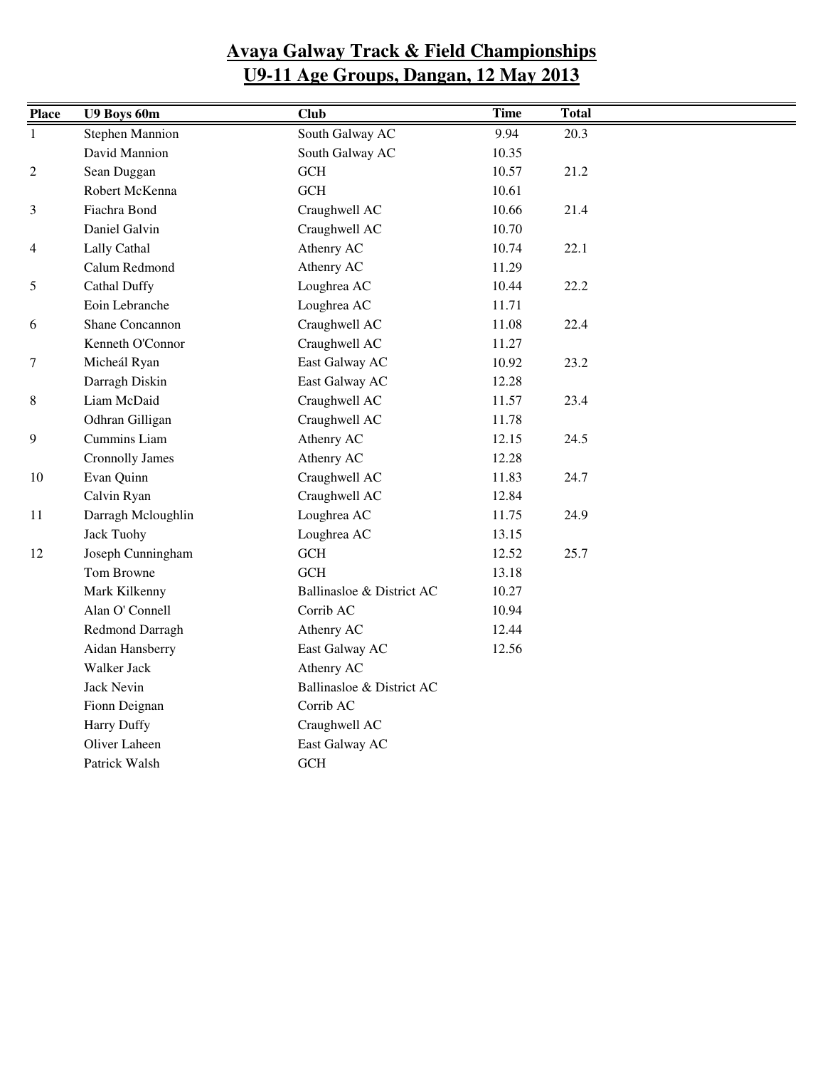# Avaya Galway Track & Field Championships
## U9-11 Age Groups, Dangan, 12 May 2013

| Place | U9 Boys 60m | Club | Time | Total |
|---|---|---|---|---|
| 1 | Stephen Mannion | South Galway AC | 9.94 | 20.3 |
| | David Mannion | South Galway AC | 10.35 | |
| 2 | Sean Duggan | GCH | 10.57 | 21.2 |
| | Robert McKenna | GCH | 10.61 | |
| 3 | Fiachra Bond | Craughwell AC | 10.66 | 21.4 |
| | Daniel Galvin | Craughwell AC | 10.70 | |
| 4 | Lally Cathal | Athenry AC | 10.74 | 22.1 |
| | Calum Redmond | Athenry AC | 11.29 | |
| 5 | Cathal Duffy | Loughrea AC | 10.44 | 22.2 |
| | Eoin Lebranche | Loughrea AC | 11.71 | |
| 6 | Shane Concannon | Craughwell AC | 11.08 | 22.4 |
| | Kenneth O'Connor | Craughwell AC | 11.27 | |
| 7 | Micheál Ryan | East Galway AC | 10.92 | 23.2 |
| | Darragh Diskin | East Galway AC | 12.28 | |
| 8 | Liam McDaid | Craughwell AC | 11.57 | 23.4 |
| | Odhran Gilligan | Craughwell AC | 11.78 | |
| 9 | Cummins Liam | Athenry AC | 12.15 | 24.5 |
| | Cronnolly James | Athenry AC | 12.28 | |
| 10 | Evan Quinn | Craughwell AC | 11.83 | 24.7 |
| | Calvin Ryan | Craughwell AC | 12.84 | |
| 11 | Darragh Mcloughlin | Loughrea AC | 11.75 | 24.9 |
| | Jack Tuohy | Loughrea AC | 13.15 | |
| 12 | Joseph Cunningham | GCH | 12.52 | 25.7 |
| | Tom Browne | GCH | 13.18 | |
| | Mark Kilkenny | Ballinasloe & District AC | 10.27 | |
| | Alan O' Connell | Corrib AC | 10.94 | |
| | Redmond Darragh | Athenry AC | 12.44 | |
| | Aidan Hansberry | East Galway AC | 12.56 | |
| | Walker Jack | Athenry AC | | |
| | Jack Nevin | Ballinasloe & District AC | | |
| | Fionn Deignan | Corrib AC | | |
| | Harry Duffy | Craughwell AC | | |
| | Oliver Laheen | East Galway AC | | |
| | Patrick Walsh | GCH | | |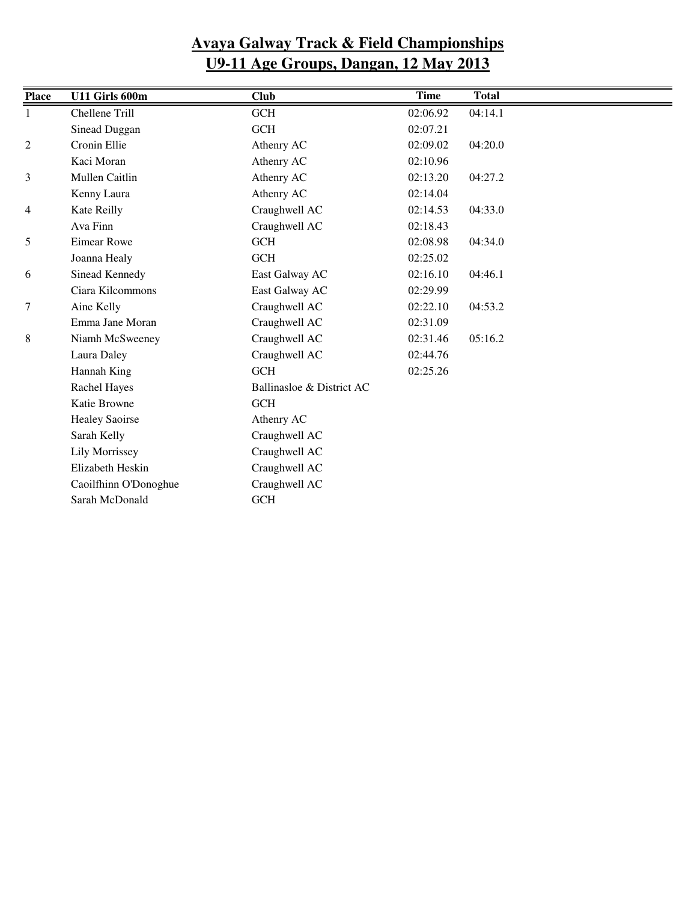# Avaya Galway Track & Field Championships
## U9-11 Age Groups, Dangan, 12 May 2013

| Place | U11 Girls 600m | Club | Time | Total |
|---|---|---|---|---|
| 1 | Chellene Trill | GCH | 02:06.92 | 04:14.1 |
| | Sinead Duggan | GCH | 02:07.21 | |
| 2 | Cronin Ellie | Athenry AC | 02:09.02 | 04:20.0 |
| | Kaci Moran | Athenry AC | 02:10.96 | |
| 3 | Mullen Caitlin | Athenry AC | 02:13.20 | 04:27.2 |
| | Kenny Laura | Athenry AC | 02:14.04 | |
| 4 | Kate Reilly | Craughwell AC | 02:14.53 | 04:33.0 |
| | Ava Finn | Craughwell AC | 02:18.43 | |
| 5 | Eimear Rowe | GCH | 02:08.98 | 04:34.0 |
| | Joanna Healy | GCH | 02:25.02 | |
| 6 | Sinead Kennedy | East Galway AC | 02:16.10 | 04:46.1 |
| | Ciara Kilcommons | East Galway AC | 02:29.99 | |
| 7 | Aine Kelly | Craughwell AC | 02:22.10 | 04:53.2 |
| | Emma Jane Moran | Craughwell AC | 02:31.09 | |
| 8 | Niamh McSweeney | Craughwell AC | 02:31.46 | 05:16.2 |
| | Laura Daley | Craughwell AC | 02:44.76 | |
| | Hannah King | GCH | 02:25.26 | |
| | Rachel Hayes | Ballinasloe & District AC | | |
| | Katie Browne | GCH | | |
| | Healey Saoirse | Athenry AC | | |
| | Sarah Kelly | Craughwell AC | | |
| | Lily Morrissey | Craughwell AC | | |
| | Elizabeth Heskin | Craughwell AC | | |
| | Caoilfhinn O'Donoghue | Craughwell AC | | |
| | Sarah McDonald | GCH | | |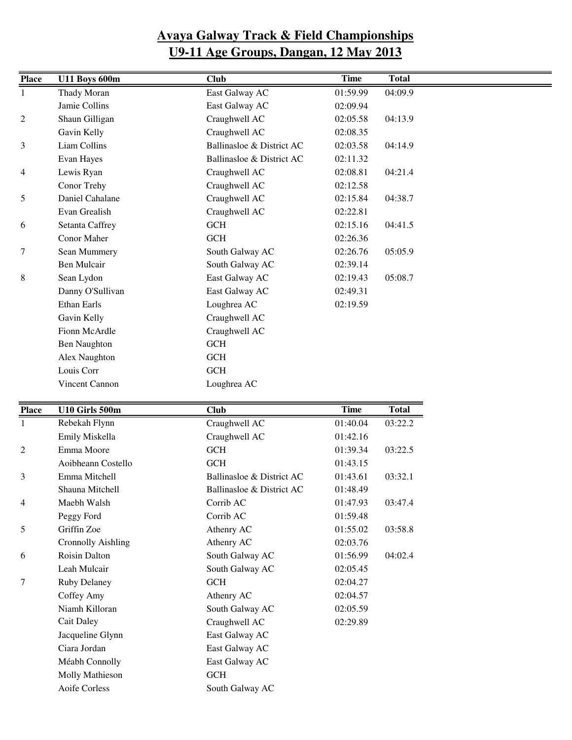# Avaya Galway Track & Field Championships
# U9-11 Age Groups, Dangan, 12 May 2013

| Place | U11 Boys 600m | Club | Time | Total |
|---|---|---|---|---|
| 1 | Thady Moran | East Galway AC | 01:59.99 | 04:09.9 |
| | Jamie Collins | East Galway AC | 02:09.94 | |
| 2 | Shaun Gilligan | Craughwell AC | 02:05.58 | 04:13.9 |
| | Gavin Kelly | Craughwell AC | 02:08.35 | |
| 3 | Liam Collins | Ballinasloe & District AC | 02:03.58 | 04:14.9 |
| | Evan Hayes | Ballinasloe & District AC | 02:11.32 | |
| 4 | Lewis Ryan | Craughwell AC | 02:08.81 | 04:21.4 |
| | Conor Trehy | Craughwell AC | 02:12.58 | |
| 5 | Daniel Cahalane | Craughwell AC | 02:15.84 | 04:38.7 |
| | Evan Grealish | Craughwell AC | 02:22.81 | |
| 6 | Setanta Caffrey | GCH | 02:15.16 | 04:41.5 |
| | Conor Maher | GCH | 02:26.36 | |
| 7 | Sean Mummery | South Galway AC | 02:26.76 | 05:05.9 |
| | Ben Mulcair | South Galway AC | 02:39.14 | |
| 8 | Sean Lydon | East Galway AC | 02:19.43 | 05:08.7 |
| | Danny O'Sullivan | East Galway AC | 02:49.31 | |
| | Ethan Earls | Loughrea AC | 02:19.59 | |
| | Gavin Kelly | Craughwell AC | | |
| | Fionn McArdle | Craughwell AC | | |
| | Ben Naughton | GCH | | |
| | Alex Naughton | GCH | | |
| | Louis Corr | GCH | | |
| | Vincent Cannon | Loughrea AC | | |

| Place | U10 Girls 500m | Club | Time | Total |
|---|---|---|---|---|
| 1 | Rebekah Flynn | Craughwell AC | 01:40.04 | 03:22.2 |
| | Emily Miskella | Craughwell AC | 01:42.16 | |
| 2 | Emma Moore | GCH | 01:39.34 | 03:22.5 |
| | Aoibheann Costello | GCH | 01:43.15 | |
| 3 | Emma Mitchell | Ballinasloe & District AC | 01:43.61 | 03:32.1 |
| | Shauna Mitchell | Ballinasloe & District AC | 01:48.49 | |
| 4 | Maebh Walsh | Corrib AC | 01:47.93 | 03:47.4 |
| | Peggy Ford | Corrib AC | 01:59.48 | |
| 5 | Griffin Zoe | Athenry AC | 01:55.02 | 03:58.8 |
| | Cronnolly Aishling | Athenry AC | 02:03.76 | |
| 6 | Roisin Dalton | South Galway AC | 01:56.99 | 04:02.4 |
| | Leah Mulcair | South Galway AC | 02:05.45 | |
| 7 | Ruby Delaney | GCH | 02:04.27 | |
| | Coffey Amy | Athenry AC | 02:04.57 | |
| | Niamh Killoran | South Galway AC | 02:05.59 | |
| | Cait Daley | Craughwell AC | 02:29.89 | |
| | Jacqueline Glynn | East Galway AC | | |
| | Ciara Jordan | East Galway AC | | |
| | Méabh Connolly | East Galway AC | | |
| | Molly Mathieson | GCH | | |
| | Aoife Corless | South Galway AC | | |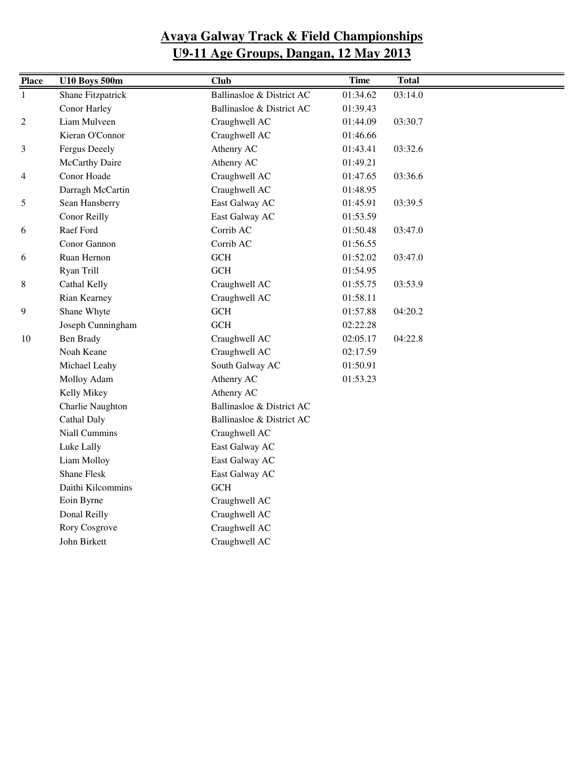# Avaya Galway Track & Field Championships
# U9-11 Age Groups, Dangan, 12 May 2013

| Place | U10 Boys 500m | Club | Time | Total |
|---|---|---|---|---|
| 1 | Shane Fitzpatrick | Ballinasloe & District AC | 01:34.62 | 03:14.0 |
| | Conor Harley | Ballinasloe & District AC | 01:39.43 | |
| 2 | Liam Mulveen | Craughwell AC | 01:44.09 | 03:30.7 |
| | Kieran O'Connor | Craughwell AC | 01:46.66 | |
| 3 | Fergus Deeely | Athenry AC | 01:43.41 | 03:32.6 |
| | McCarthy Daire | Athenry AC | 01:49.21 | |
| 4 | Conor Hoade | Craughwell AC | 01:47.65 | 03:36.6 |
| | Darragh McCartin | Craughwell AC | 01:48.95 | |
| 5 | Sean Hansberry | East Galway AC | 01:45.91 | 03:39.5 |
| | Conor Reilly | East Galway AC | 01:53.59 | |
| 6 | Raef Ford | Corrib AC | 01:50.48 | 03:47.0 |
| | Conor Gannon | Corrib AC | 01:56.55 | |
| 6 | Ruan Hernon | GCH | 01:52.02 | 03:47.0 |
| | Ryan Trill | GCH | 01:54.95 | |
| 8 | Cathal Kelly | Craughwell AC | 01:55.75 | 03:53.9 |
| | Rian Kearney | Craughwell AC | 01:58.11 | |
| 9 | Shane Whyte | GCH | 01:57.88 | 04:20.2 |
| | Joseph Cunningham | GCH | 02:22.28 | |
| 10 | Ben Brady | Craughwell AC | 02:05.17 | 04:22.8 |
| | Noah Keane | Craughwell AC | 02:17.59 | |
| | Michael Leahy | South Galway AC | 01:50.91 | |
| | Molloy Adam | Athenry AC | 01:53.23 | |
| | Kelly Mikey | Athenry AC | | |
| | Charlie Naughton | Ballinasloe & District AC | | |
| | Cathal Daly | Ballinasloe & District AC | | |
| | Niall Cummins | Craughwell AC | | |
| | Luke Lally | East Galway AC | | |
| | Liam Molloy | East Galway AC | | |
| | Shane Flesk | East Galway AC | | |
| | Daithi Kilcommins | GCH | | |
| | Eoin Byrne | Craughwell AC | | |
| | Donal Reilly | Craughwell AC | | |
| | Rory Cosgrove | Craughwell AC | | |
| | John Birkett | Craughwell AC | | |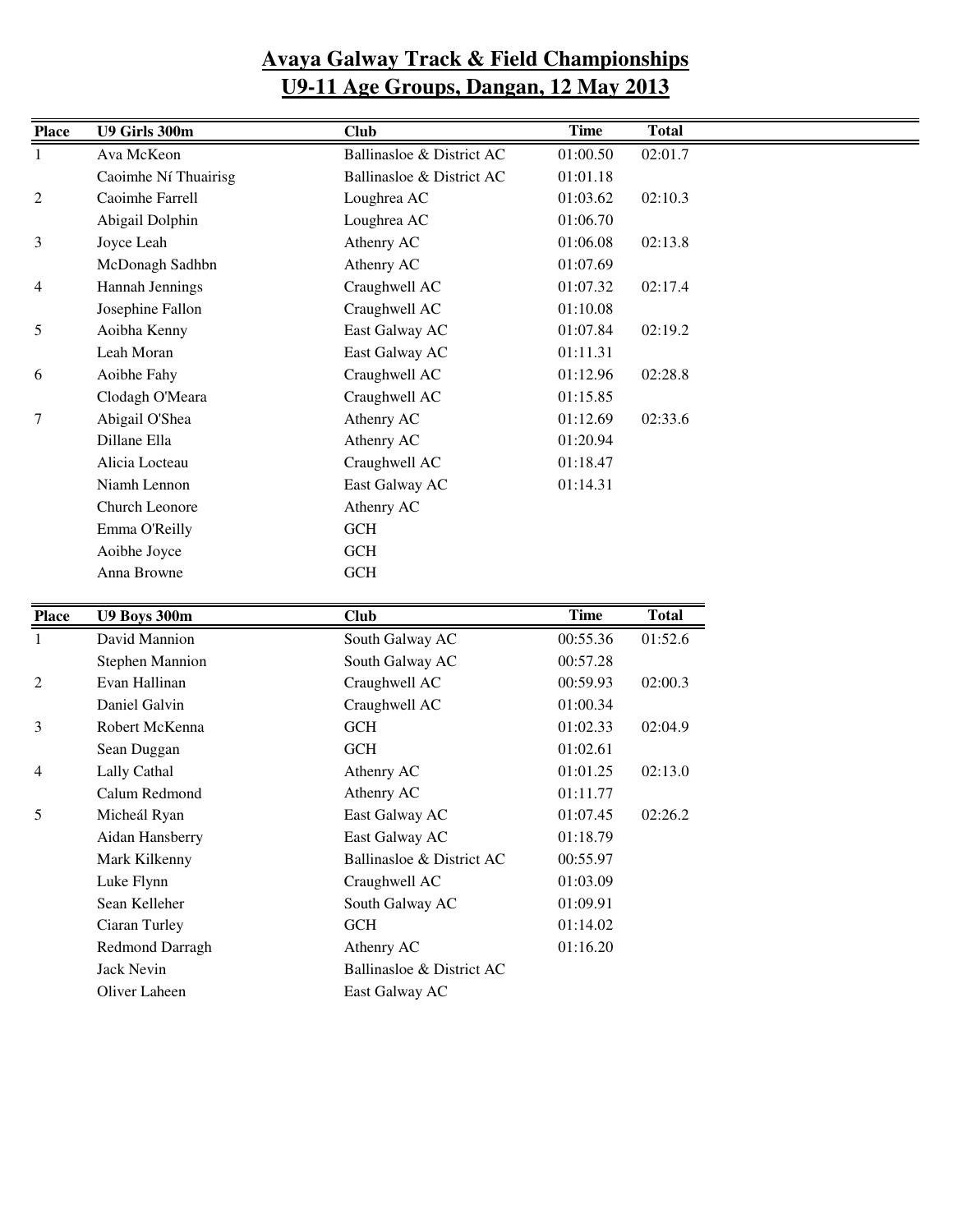# Avaya Galway Track & Field Championships
# U9-11 Age Groups, Dangan, 12 May 2013

| Place | U9 Girls 300m | Club | Time | Total |
|---|---|---|---|---|
| 1 | Ava McKeon | Ballinasloe & District AC | 01:00.50 | 02:01.7 |
| | Caoimhe Ní Thuairisg | Ballinasloe & District AC | 01:01.18 | |
| 2 | Caoimhe Farrell | Loughrea AC | 01:03.62 | 02:10.3 |
| | Abigail Dolphin | Loughrea AC | 01:06.70 | |
| 3 | Joyce Leah | Athenry AC | 01:06.08 | 02:13.8 |
| | McDonagh Sadhbn | Athenry AC | 01:07.69 | |
| 4 | Hannah Jennings | Craughwell AC | 01:07.32 | 02:17.4 |
| | Josephine Fallon | Craughwell AC | 01:10.08 | |
| 5 | Aoibha Kenny | East Galway AC | 01:07.84 | 02:19.2 |
| | Leah Moran | East Galway AC | 01:11.31 | |
| 6 | Aoibhe Fahy | Craughwell AC | 01:12.96 | 02:28.8 |
| | Clodagh O'Meara | Craughwell AC | 01:15.85 | |
| 7 | Abigail O'Shea | Athenry AC | 01:12.69 | 02:33.6 |
| | Dillane Ella | Athenry AC | 01:20.94 | |
| | Alicia Locteau | Craughwell AC | 01:18.47 | |
| | Niamh Lennon | East Galway AC | 01:14.31 | |
| | Church Leonore | Athenry AC | | |
| | Emma O'Reilly | GCH | | |
| | Aoibhe Joyce | GCH | | |
| | Anna Browne | GCH | | |

| Place | U9 Boys 300m | Club | Time | Total |
|---|---|---|---|---|
| 1 | David Mannion | South Galway AC | 00:55.36 | 01:52.6 |
| | Stephen Mannion | South Galway AC | 00:57.28 | |
| 2 | Evan Hallinan | Craughwell AC | 00:59.93 | 02:00.3 |
| | Daniel Galvin | Craughwell AC | 01:00.34 | |
| 3 | Robert McKenna | GCH | 01:02.33 | 02:04.9 |
| | Sean Duggan | GCH | 01:02.61 | |
| 4 | Lally Cathal | Athenry AC | 01:01.25 | 02:13.0 |
| | Calum Redmond | Athenry AC | 01:11.77 | |
| 5 | Micheál Ryan | East Galway AC | 01:07.45 | 02:26.2 |
| | Aidan Hansberry | East Galway AC | 01:18.79 | |
| | Mark Kilkenny | Ballinasloe & District AC | 00:55.97 | |
| | Luke Flynn | Craughwell AC | 01:03.09 | |
| | Sean Kelleher | South Galway AC | 01:09.91 | |
| | Ciaran Turley | GCH | 01:14.02 | |
| | Redmond Darragh | Athenry AC | 01:16.20 | |
| | Jack Nevin | Ballinasloe & District AC | | |
| | Oliver Laheen | East Galway AC | | |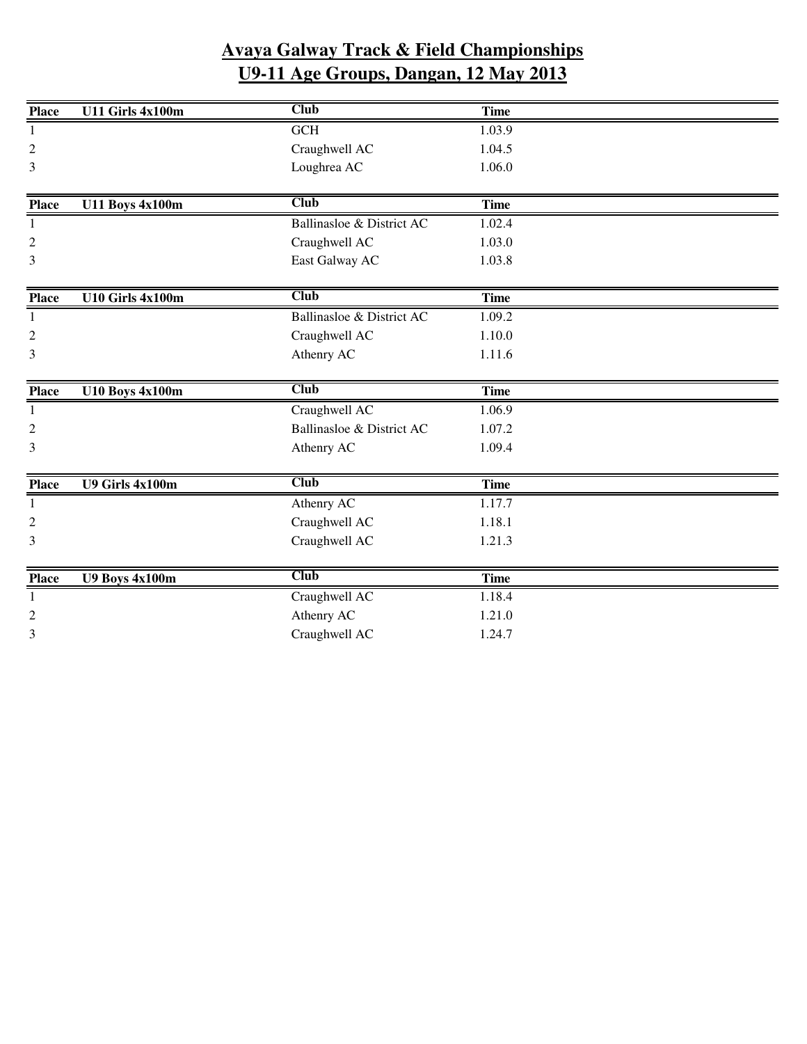# Avaya Galway Track & Field Championships
# U9-11 Age Groups, Dangan, 12 May 2013

| Place | U11 Girls 4x100m | Club | Time |
|---|---|---|---|
| 1 | | GCH | 1.03.9 |
| 2 | | Craughwell AC | 1.04.5 |
| 3 | | Loughrea AC | 1.06.0 |

| Place | U11 Boys 4x100m | Club | Time |
|---|---|---|---|
| 1 | | Ballinasloe & District AC | 1.02.4 |
| 2 | | Craughwell AC | 1.03.0 |
| 3 | | East Galway AC | 1.03.8 |

| Place | U10 Girls 4x100m | Club | Time |
|---|---|---|---|
| 1 | | Ballinasloe & District AC | 1.09.2 |
| 2 | | Craughwell AC | 1.10.0 |
| 3 | | Athenry AC | 1.11.6 |

| Place | U10 Boys 4x100m | Club | Time |
|---|---|---|---|
| 1 | | Craughwell AC | 1.06.9 |
| 2 | | Ballinasloe & District AC | 1.07.2 |
| 3 | | Athenry AC | 1.09.4 |

| Place | U9 Girls 4x100m | Club | Time |
|---|---|---|---|
| 1 | | Athenry AC | 1.17.7 |
| 2 | | Craughwell AC | 1.18.1 |
| 3 | | Craughwell AC | 1.21.3 |

| Place | U9 Boys 4x100m | Club | Time |
|---|---|---|---|
| 1 | | Craughwell AC | 1.18.4 |
| 2 | | Athenry AC | 1.21.0 |
| 3 | | Craughwell AC | 1.24.7 |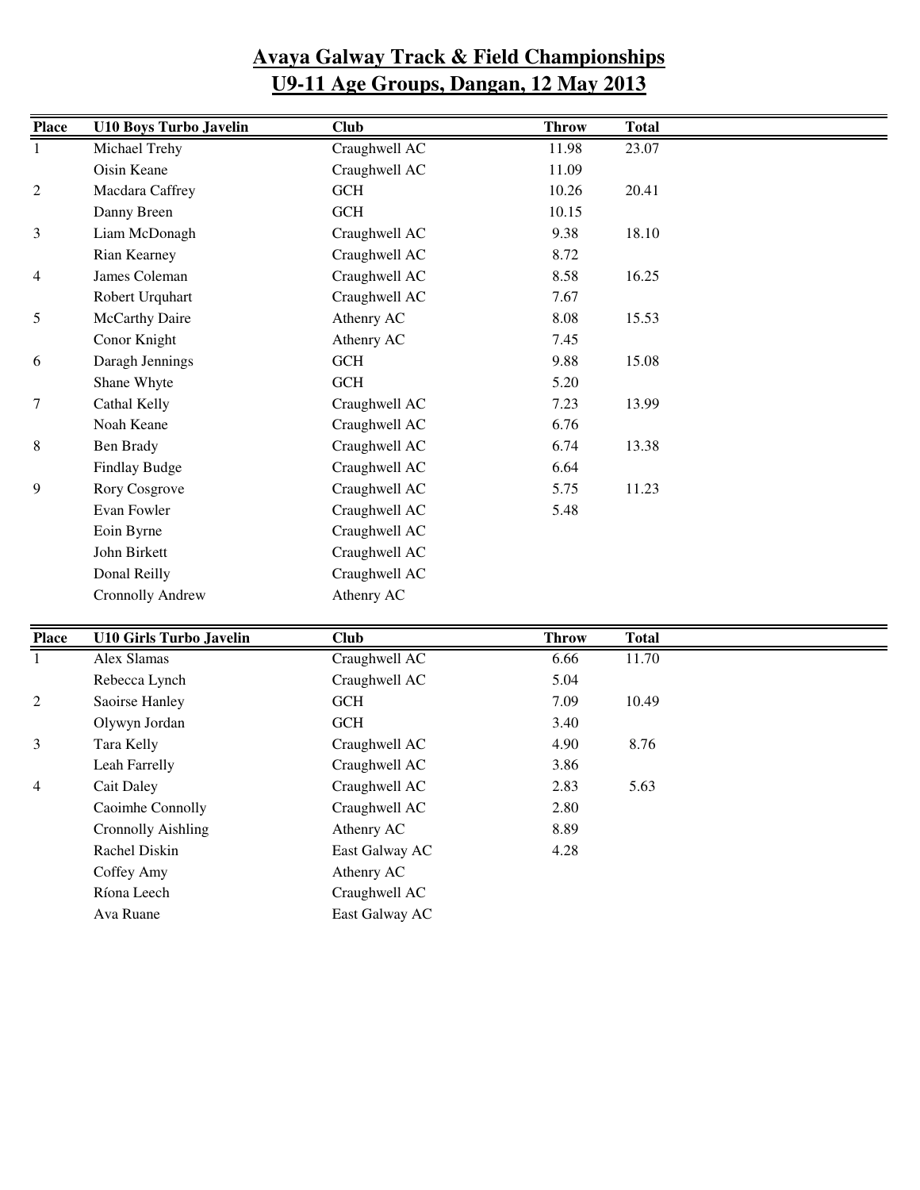# Avaya Galway Track & Field Championships

## U9-11 Age Groups, Dangan, 12 May 2013

| Place | U10 Boys Turbo Javelin | Club | Throw | Total |
|---|---|---|---|---|
| 1 | Michael Trehy | Craughwell AC | 11.98 | 23.07 |
| | Oisin Keane | Craughwell AC | 11.09 | |
| 2 | Macdara Caffrey | GCH | 10.26 | 20.41 |
| | Danny Breen | GCH | 10.15 | |
| 3 | Liam McDonagh | Craughwell AC | 9.38 | 18.10 |
| | Rian Kearney | Craughwell AC | 8.72 | |
| 4 | James Coleman | Craughwell AC | 8.58 | 16.25 |
| | Robert Urquhart | Craughwell AC | 7.67 | |
| 5 | McCarthy Daire | Athenry AC | 8.08 | 15.53 |
| | Conor Knight | Athenry AC | 7.45 | |
| 6 | Daragh Jennings | GCH | 9.88 | 15.08 |
| | Shane Whyte | GCH | 5.20 | |
| 7 | Cathal Kelly | Craughwell AC | 7.23 | 13.99 |
| | Noah Keane | Craughwell AC | 6.76 | |
| 8 | Ben Brady | Craughwell AC | 6.74 | 13.38 |
| | Findlay Budge | Craughwell AC | 6.64 | |
| 9 | Rory Cosgrove | Craughwell AC | 5.75 | 11.23 |
| | Evan Fowler | Craughwell AC | 5.48 | |
| | Eoin Byrne | Craughwell AC | | |
| | John Birkett | Craughwell AC | | |
| | Donal Reilly | Craughwell AC | | |
| | Cronnolly Andrew | Athenry AC | | |

| Place | U10 Girls Turbo Javelin | Club | Throw | Total |
|---|---|---|---|---|
| 1 | Alex Slamas | Craughwell AC | 6.66 | 11.70 |
| | Rebecca Lynch | Craughwell AC | 5.04 | |
| 2 | Saoirse Hanley | GCH | 7.09 | 10.49 |
| | Olywyn Jordan | GCH | 3.40 | |
| 3 | Tara Kelly | Craughwell AC | 4.90 | 8.76 |
| | Leah Farrelly | Craughwell AC | 3.86 | |
| 4 | Cait Daley | Craughwell AC | 2.83 | 5.63 |
| | Caoimhe Connolly | Craughwell AC | 2.80 | |
| | Cronnolly Aishling | Athenry AC | 8.89 | |
| | Rachel Diskin | East Galway AC | 4.28 | |
| | Coffey Amy | Athenry AC | | |
| | Ríona Leech | Craughwell AC | | |
| | Ava Ruane | East Galway AC | | |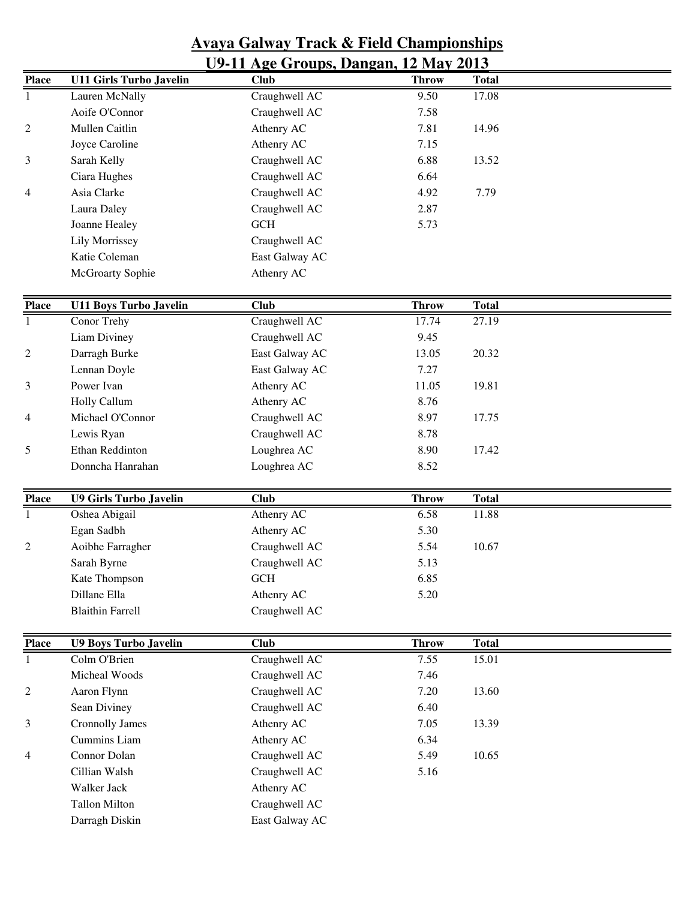# Avaya Galway Track & Field Championships
## U9-11 Age Groups, Dangan, 12 May 2013

| Place | U11 Girls Turbo Javelin | Club | Throw | Total |
|---|---|---|---|---|
| 1 | Lauren McNally | Craughwell AC | 9.50 | 17.08 |
| | Aoife O'Connor | Craughwell AC | 7.58 | |
| 2 | Mullen Caitlin | Athenry AC | 7.81 | 14.96 |
| | Joyce Caroline | Athenry AC | 7.15 | |
| 3 | Sarah Kelly | Craughwell AC | 6.88 | 13.52 |
| | Ciara Hughes | Craughwell AC | 6.64 | |
| 4 | Asia Clarke | Craughwell AC | 4.92 | 7.79 |
| | Laura Daley | Craughwell AC | 2.87 | |
| | Joanne Healey | GCH | 5.73 | |
| | Lily Morrissey | Craughwell AC | | |
| | Katie Coleman | East Galway AC | | |
| | McGroarty Sophie | Athenry AC | | |

| Place | U11 Boys Turbo Javelin | Club | Throw | Total |
|---|---|---|---|---|
| 1 | Conor Trehy | Craughwell AC | 17.74 | 27.19 |
| | Liam Diviney | Craughwell AC | 9.45 | |
| 2 | Darragh Burke | East Galway AC | 13.05 | 20.32 |
| | Lennan Doyle | East Galway AC | 7.27 | |
| 3 | Power Ivan | Athenry AC | 11.05 | 19.81 |
| | Holly Callum | Athenry AC | 8.76 | |
| 4 | Michael O'Connor | Craughwell AC | 8.97 | 17.75 |
| | Lewis Ryan | Craughwell AC | 8.78 | |
| 5 | Ethan Reddinton | Loughrea AC | 8.90 | 17.42 |
| | Donncha Hanrahan | Loughrea AC | 8.52 | |

| Place | U9 Girls Turbo Javelin | Club | Throw | Total |
|---|---|---|---|---|
| 1 | Oshea Abigail | Athenry AC | 6.58 | 11.88 |
| | Egan Sadbh | Athenry AC | 5.30 | |
| 2 | Aoibhe Farragher | Craughwell AC | 5.54 | 10.67 |
| | Sarah Byrne | Craughwell AC | 5.13 | |
| | Kate Thompson | GCH | 6.85 | |
| | Dillane Ella | Athenry AC | 5.20 | |
| | Blaithin Farrell | Craughwell AC | | |

| Place | U9 Boys Turbo Javelin | Club | Throw | Total |
|---|---|---|---|---|
| 1 | Colm O'Brien | Craughwell AC | 7.55 | 15.01 |
| | Micheal Woods | Craughwell AC | 7.46 | |
| 2 | Aaron Flynn | Craughwell AC | 7.20 | 13.60 |
| | Sean Diviney | Craughwell AC | 6.40 | |
| 3 | Cronnolly James | Athenry AC | 7.05 | 13.39 |
| | Cummins Liam | Athenry AC | 6.34 | |
| 4 | Connor Dolan | Craughwell AC | 5.49 | 10.65 |
| | Cillian Walsh | Craughwell AC | 5.16 | |
| | Walker Jack | Athenry AC | | |
| | Tallon Milton | Craughwell AC | | |
| | Darragh Diskin | East Galway AC | | |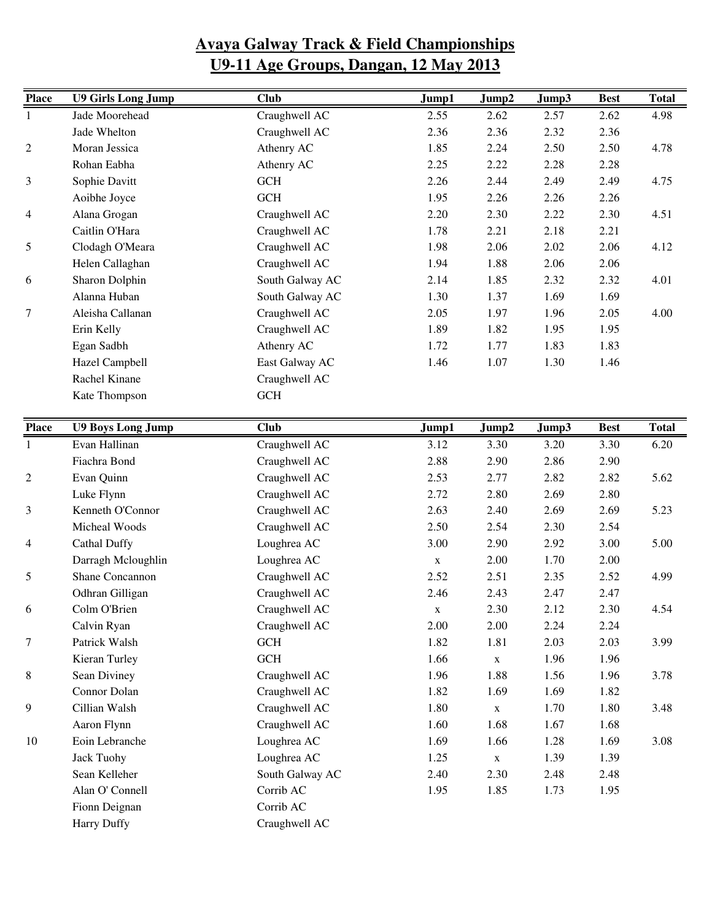# Avaya Galway Track & Field Championships
# U9-11 Age Groups, Dangan, 12 May 2013

| Place | U9 Girls Long Jump | Club | Jump1 | Jump2 | Jump3 | Best | Total |
|---|---|---|---|---|---|---|---|
| 1 | Jade Moorehead | Craughwell AC | 2.55 | 2.62 | 2.57 | 2.62 | 4.98 |
| | Jade Whelton | Craughwell AC | 2.36 | 2.36 | 2.32 | 2.36 | |
| 2 | Moran Jessica | Athenry AC | 1.85 | 2.24 | 2.50 | 2.50 | 4.78 |
| | Rohan Eabha | Athenry AC | 2.25 | 2.22 | 2.28 | 2.28 | |
| 3 | Sophie Davitt | GCH | 2.26 | 2.44 | 2.49 | 2.49 | 4.75 |
| | Aoibhe Joyce | GCH | 1.95 | 2.26 | 2.26 | 2.26 | |
| 4 | Alana Grogan | Craughwell AC | 2.20 | 2.30 | 2.22 | 2.30 | 4.51 |
| | Caitlin O'Hara | Craughwell AC | 1.78 | 2.21 | 2.18 | 2.21 | |
| 5 | Clodagh O'Meara | Craughwell AC | 1.98 | 2.06 | 2.02 | 2.06 | 4.12 |
| | Helen Callaghan | Craughwell AC | 1.94 | 1.88 | 2.06 | 2.06 | |
| 6 | Sharon Dolphin | South Galway AC | 2.14 | 1.85 | 2.32 | 2.32 | 4.01 |
| | Alanna Huban | South Galway AC | 1.30 | 1.37 | 1.69 | 1.69 | |
| 7 | Aleisha Callanan | Craughwell AC | 2.05 | 1.97 | 1.96 | 2.05 | 4.00 |
| | Erin Kelly | Craughwell AC | 1.89 | 1.82 | 1.95 | 1.95 | |
| | Egan Sadbh | Athenry AC | 1.72 | 1.77 | 1.83 | 1.83 | |
| | Hazel Campbell | East Galway AC | 1.46 | 1.07 | 1.30 | 1.46 | |
| | Rachel Kinane | Craughwell AC | | | | | |
| | Kate Thompson | GCH | | | | | |

| Place | U9 Boys Long Jump | Club | Jump1 | Jump2 | Jump3 | Best | Total |
|---|---|---|---|---|---|---|---|
| 1 | Evan Hallinan | Craughwell AC | 3.12 | 3.30 | 3.20 | 3.30 | 6.20 |
| | Fiachra Bond | Craughwell AC | 2.88 | 2.90 | 2.86 | 2.90 | |
| 2 | Evan Quinn | Craughwell AC | 2.53 | 2.77 | 2.82 | 2.82 | 5.62 |
| | Luke Flynn | Craughwell AC | 2.72 | 2.80 | 2.69 | 2.80 | |
| 3 | Kenneth O'Connor | Craughwell AC | 2.63 | 2.40 | 2.69 | 2.69 | 5.23 |
| | Micheal Woods | Craughwell AC | 2.50 | 2.54 | 2.30 | 2.54 | |
| 4 | Cathal Duffy | Loughrea AC | 3.00 | 2.90 | 2.92 | 3.00 | 5.00 |
| | Darragh Mcloughlin | Loughrea AC | x | 2.00 | 1.70 | 2.00 | |
| 5 | Shane Concannon | Craughwell AC | 2.52 | 2.51 | 2.35 | 2.52 | 4.99 |
| | Odhran Gilligan | Craughwell AC | 2.46 | 2.43 | 2.47 | 2.47 | |
| 6 | Colm O'Brien | Craughwell AC | x | 2.30 | 2.12 | 2.30 | 4.54 |
| | Calvin Ryan | Craughwell AC | 2.00 | 2.00 | 2.24 | 2.24 | |
| 7 | Patrick Walsh | GCH | 1.82 | 1.81 | 2.03 | 2.03 | 3.99 |
| | Kieran Turley | GCH | 1.66 | x | 1.96 | 1.96 | |
| 8 | Sean Diviney | Craughwell AC | 1.96 | 1.88 | 1.56 | 1.96 | 3.78 |
| | Connor Dolan | Craughwell AC | 1.82 | 1.69 | 1.69 | 1.82 | |
| 9 | Cillian Walsh | Craughwell AC | 1.80 | x | 1.70 | 1.80 | 3.48 |
| | Aaron Flynn | Craughwell AC | 1.60 | 1.68 | 1.67 | 1.68 | |
| 10 | Eoin Lebranche | Loughrea AC | 1.69 | 1.66 | 1.28 | 1.69 | 3.08 |
| | Jack Tuohy | Loughrea AC | 1.25 | x | 1.39 | 1.39 | |
| | Sean Kelleher | South Galway AC | 2.40 | 2.30 | 2.48 | 2.48 | |
| | Alan O' Connell | Corrib AC | 1.95 | 1.85 | 1.73 | 1.95 | |
| | Fionn Deignan | Corrib AC | | | | | |
| | Harry Duffy | Craughwell AC | | | | | |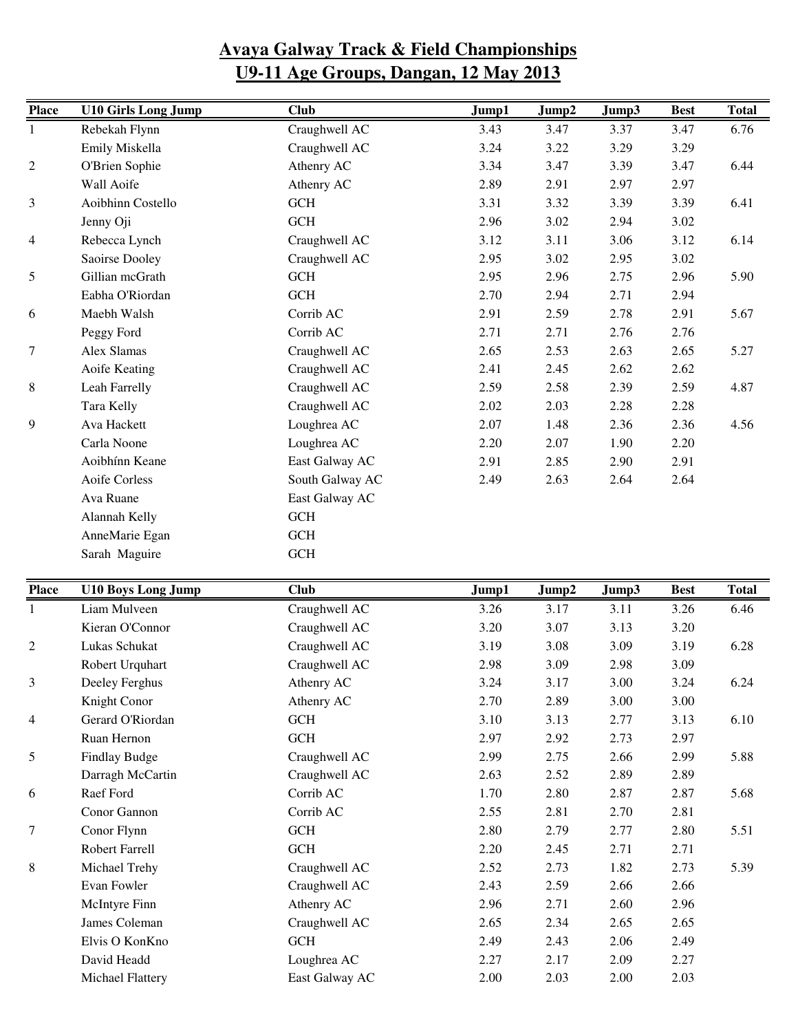# Avaya Galway Track & Field Championships
## U9-11 Age Groups, Dangan, 12 May 2013

| Place | U10 Girls Long Jump | Club | Jump1 | Jump2 | Jump3 | Best | Total |
|---|---|---|---|---|---|---|---|
| 1 | Rebekah Flynn | Craughwell AC | 3.43 | 3.47 | 3.37 | 3.47 | 6.76 |
| | Emily Miskella | Craughwell AC | 3.24 | 3.22 | 3.29 | 3.29 | |
| 2 | O'Brien Sophie | Athenry AC | 3.34 | 3.47 | 3.39 | 3.47 | 6.44 |
| | Wall Aoife | Athenry AC | 2.89 | 2.91 | 2.97 | 2.97 | |
| 3 | Aoibhinn Costello | GCH | 3.31 | 3.32 | 3.39 | 3.39 | 6.41 |
| | Jenny Oji | GCH | 2.96 | 3.02 | 2.94 | 3.02 | |
| 4 | Rebecca Lynch | Craughwell AC | 3.12 | 3.11 | 3.06 | 3.12 | 6.14 |
| | Saoirse Dooley | Craughwell AC | 2.95 | 3.02 | 2.95 | 3.02 | |
| 5 | Gillian mcGrath | GCH | 2.95 | 2.96 | 2.75 | 2.96 | 5.90 |
| | Eabha O'Riordan | GCH | 2.70 | 2.94 | 2.71 | 2.94 | |
| 6 | Maebh Walsh | Corrib AC | 2.91 | 2.59 | 2.78 | 2.91 | 5.67 |
| | Peggy Ford | Corrib AC | 2.71 | 2.71 | 2.76 | 2.76 | |
| 7 | Alex Slamas | Craughwell AC | 2.65 | 2.53 | 2.63 | 2.65 | 5.27 |
| | Aoife Keating | Craughwell AC | 2.41 | 2.45 | 2.62 | 2.62 | |
| 8 | Leah Farrelly | Craughwell AC | 2.59 | 2.58 | 2.39 | 2.59 | 4.87 |
| | Tara Kelly | Craughwell AC | 2.02 | 2.03 | 2.28 | 2.28 | |
| 9 | Ava Hackett | Loughrea AC | 2.07 | 1.48 | 2.36 | 2.36 | 4.56 |
| | Carla Noone | Loughrea AC | 2.20 | 2.07 | 1.90 | 2.20 | |
| | Aoibhínn Keane | East Galway AC | 2.91 | 2.85 | 2.90 | 2.91 | |
| | Aoife Corless | South Galway AC | 2.49 | 2.63 | 2.64 | 2.64 | |
| | Ava Ruane | East Galway AC | | | | | |
| | Alannah Kelly | GCH | | | | | |
| | AnneMarie Egan | GCH | | | | | |
| | Sarah Maguire | GCH | | | | | |

| Place | U10 Boys Long Jump | Club | Jump1 | Jump2 | Jump3 | Best | Total |
|---|---|---|---|---|---|---|---|
| 1 | Liam Mulveen | Craughwell AC | 3.26 | 3.17 | 3.11 | 3.26 | 6.46 |
| | Kieran O'Connor | Craughwell AC | 3.20 | 3.07 | 3.13 | 3.20 | |
| 2 | Lukas Schukat | Craughwell AC | 3.19 | 3.08 | 3.09 | 3.19 | 6.28 |
| | Robert Urquhart | Craughwell AC | 2.98 | 3.09 | 2.98 | 3.09 | |
| 3 | Deeley Ferghus | Athenry AC | 3.24 | 3.17 | 3.00 | 3.24 | 6.24 |
| | Knight Conor | Athenry AC | 2.70 | 2.89 | 3.00 | 3.00 | |
| 4 | Gerard O'Riordan | GCH | 3.10 | 3.13 | 2.77 | 3.13 | 6.10 |
| | Ruan Hernon | GCH | 2.97 | 2.92 | 2.73 | 2.97 | |
| 5 | Findlay Budge | Craughwell AC | 2.99 | 2.75 | 2.66 | 2.99 | 5.88 |
| | Darragh McCartin | Craughwell AC | 2.63 | 2.52 | 2.89 | 2.89 | |
| 6 | Raef Ford | Corrib AC | 1.70 | 2.80 | 2.87 | 2.87 | 5.68 |
| | Conor Gannon | Corrib AC | 2.55 | 2.81 | 2.70 | 2.81 | |
| 7 | Conor Flynn | GCH | 2.80 | 2.79 | 2.77 | 2.80 | 5.51 |
| | Robert Farrell | GCH | 2.20 | 2.45 | 2.71 | 2.71 | |
| 8 | Michael Trehy | Craughwell AC | 2.52 | 2.73 | 1.82 | 2.73 | 5.39 |
| | Evan Fowler | Craughwell AC | 2.43 | 2.59 | 2.66 | 2.66 | |
| | McIntyre Finn | Athenry AC | 2.96 | 2.71 | 2.60 | 2.96 | |
| | James Coleman | Craughwell AC | 2.65 | 2.34 | 2.65 | 2.65 | |
| | Elvis O KonKno | GCH | 2.49 | 2.43 | 2.06 | 2.49 | |
| | David Headd | Loughrea AC | 2.27 | 2.17 | 2.09 | 2.27 | |
| | Michael Flattery | East Galway AC | 2.00 | 2.03 | 2.00 | 2.03 | |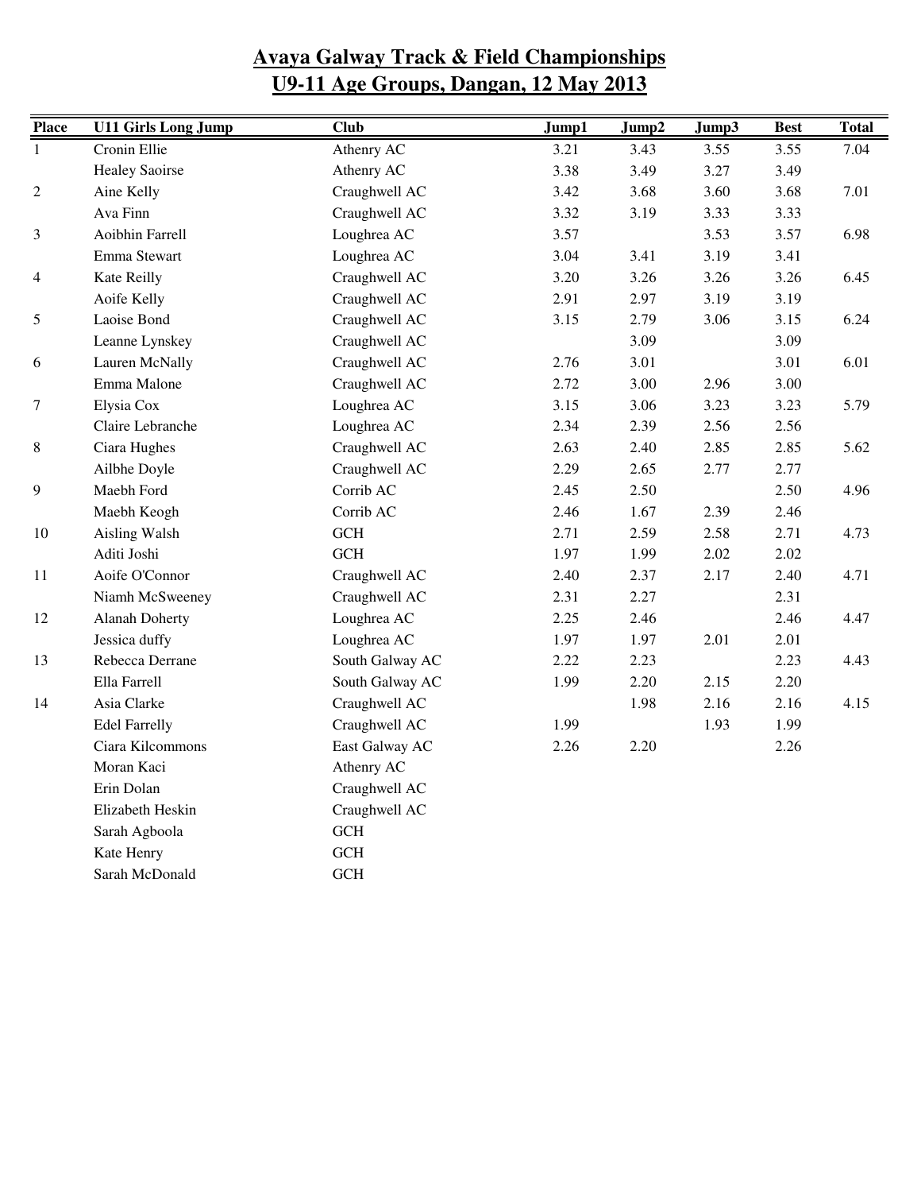# Avaya Galway Track & Field Championships
## U9-11 Age Groups, Dangan, 12 May 2013

| Place | U11 Girls Long Jump | Club | Jump1 | Jump2 | Jump3 | Best | Total |
|---|---|---|---|---|---|---|---|
| 1 | Cronin Ellie | Athenry AC | 3.21 | 3.43 | 3.55 | 3.55 | 7.04 |
| | Healey Saoirse | Athenry AC | 3.38 | 3.49 | 3.27 | 3.49 | |
| 2 | Aine Kelly | Craughwell AC | 3.42 | 3.68 | 3.60 | 3.68 | 7.01 |
| | Ava Finn | Craughwell AC | 3.32 | 3.19 | 3.33 | 3.33 | |
| 3 | Aoibhin Farrell | Loughrea AC | 3.57 | | 3.53 | 3.57 | 6.98 |
| | Emma Stewart | Loughrea AC | 3.04 | 3.41 | 3.19 | 3.41 | |
| 4 | Kate Reilly | Craughwell AC | 3.20 | 3.26 | 3.26 | 3.26 | 6.45 |
| | Aoife Kelly | Craughwell AC | 2.91 | 2.97 | 3.19 | 3.19 | |
| 5 | Laoise Bond | Craughwell AC | 3.15 | 2.79 | 3.06 | 3.15 | 6.24 |
| | Leanne Lynskey | Craughwell AC | | 3.09 | | 3.09 | |
| 6 | Lauren McNally | Craughwell AC | 2.76 | 3.01 | | 3.01 | 6.01 |
| | Emma Malone | Craughwell AC | 2.72 | 3.00 | 2.96 | 3.00 | |
| 7 | Elysia Cox | Loughrea AC | 3.15 | 3.06 | 3.23 | 3.23 | 5.79 |
| | Claire Lebranche | Loughrea AC | 2.34 | 2.39 | 2.56 | 2.56 | |
| 8 | Ciara Hughes | Craughwell AC | 2.63 | 2.40 | 2.85 | 2.85 | 5.62 |
| | Ailbhe Doyle | Craughwell AC | 2.29 | 2.65 | 2.77 | 2.77 | |
| 9 | Maebh Ford | Corrib AC | 2.45 | 2.50 | | 2.50 | 4.96 |
| | Maebh Keogh | Corrib AC | 2.46 | 1.67 | 2.39 | 2.46 | |
| 10 | Aisling Walsh | GCH | 2.71 | 2.59 | 2.58 | 2.71 | 4.73 |
| | Aditi Joshi | GCH | 1.97 | 1.99 | 2.02 | 2.02 | |
| 11 | Aoife O'Connor | Craughwell AC | 2.40 | 2.37 | 2.17 | 2.40 | 4.71 |
| | Niamh McSweeney | Craughwell AC | 2.31 | 2.27 | | 2.31 | |
| 12 | Alanah Doherty | Loughrea AC | 2.25 | 2.46 | | 2.46 | 4.47 |
| | Jessica duffy | Loughrea AC | 1.97 | 1.97 | 2.01 | 2.01 | |
| 13 | Rebecca Derrane | South Galway AC | 2.22 | 2.23 | | 2.23 | 4.43 |
| | Ella Farrell | South Galway AC | 1.99 | 2.20 | 2.15 | 2.20 | |
| 14 | Asia Clarke | Craughwell AC | | 1.98 | 2.16 | 2.16 | 4.15 |
| | Edel Farrelly | Craughwell AC | 1.99 | | 1.93 | 1.99 | |
| | Ciara Kilcommons | East Galway AC | 2.26 | 2.20 | | 2.26 | |
| | Moran Kaci | Athenry AC | | | | | |
| | Erin Dolan | Craughwell AC | | | | | |
| | Elizabeth Heskin | Craughwell AC | | | | | |
| | Sarah Agboola | GCH | | | | | |
| | Kate Henry | GCH | | | | | |
| | Sarah McDonald | GCH | | | | | |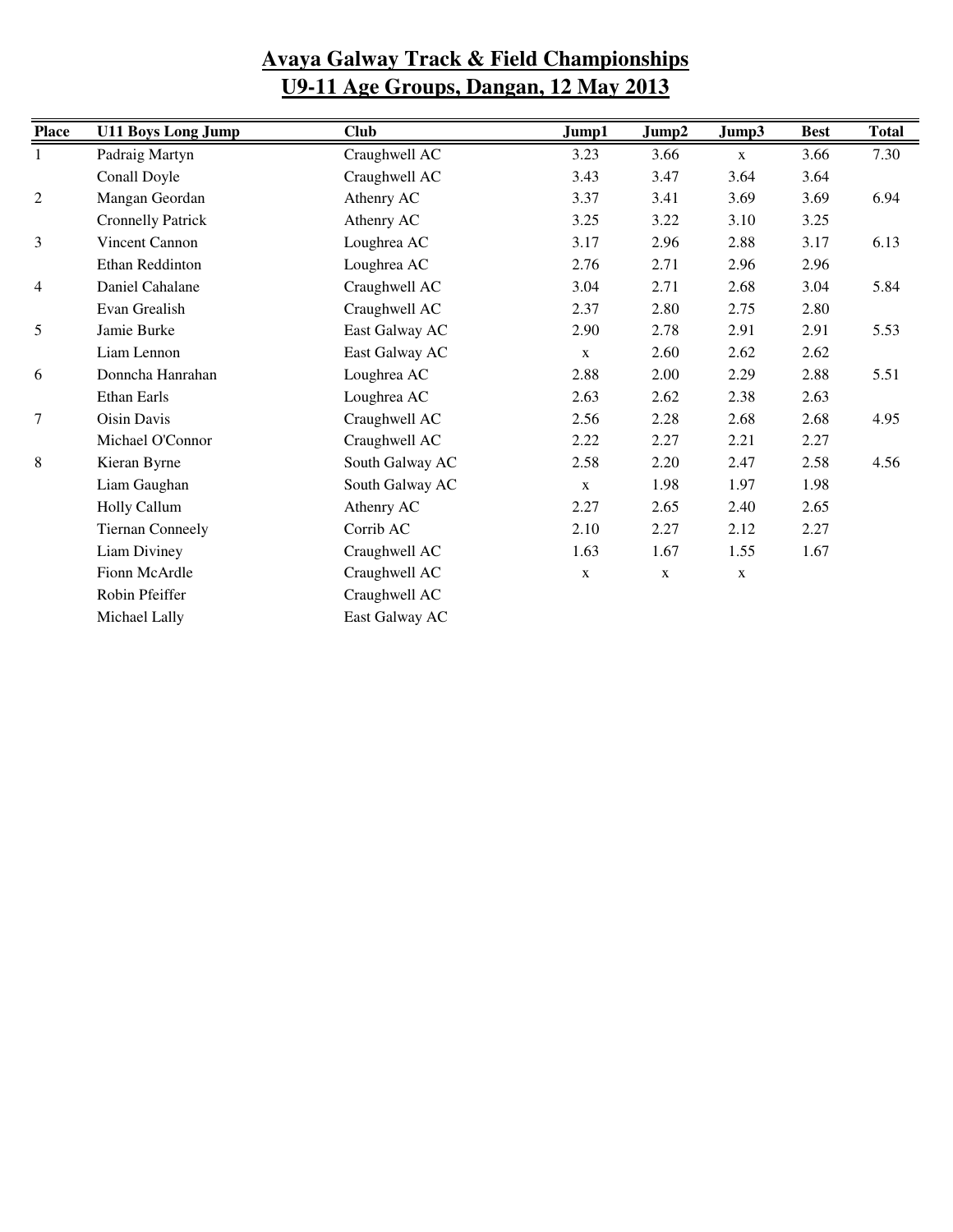# Avaya Galway Track & Field Championships

## U9-11 Age Groups, Dangan, 12 May 2013

| Place | U11 Boys Long Jump | Club | Jump1 | Jump2 | Jump3 | Best | Total |
|---|---|---|---|---|---|---|---|
| 1 | Padraig Martyn | Craughwell AC | 3.23 | 3.66 | x | 3.66 | 7.30 |
| | Conall Doyle | Craughwell AC | 3.43 | 3.47 | 3.64 | 3.64 | |
| 2 | Mangan Geordan | Athenry AC | 3.37 | 3.41 | 3.69 | 3.69 | 6.94 |
| | Cronnelly Patrick | Athenry AC | 3.25 | 3.22 | 3.10 | 3.25 | |
| 3 | Vincent Cannon | Loughrea AC | 3.17 | 2.96 | 2.88 | 3.17 | 6.13 |
| | Ethan Reddinton | Loughrea AC | 2.76 | 2.71 | 2.96 | 2.96 | |
| 4 | Daniel Cahalane | Craughwell AC | 3.04 | 2.71 | 2.68 | 3.04 | 5.84 |
| | Evan Grealish | Craughwell AC | 2.37 | 2.80 | 2.75 | 2.80 | |
| 5 | Jamie Burke | East Galway AC | 2.90 | 2.78 | 2.91 | 2.91 | 5.53 |
| | Liam Lennon | East Galway AC | x | 2.60 | 2.62 | 2.62 | |
| 6 | Donncha Hanrahan | Loughrea AC | 2.88 | 2.00 | 2.29 | 2.88 | 5.51 |
| | Ethan Earls | Loughrea AC | 2.63 | 2.62 | 2.38 | 2.63 | |
| 7 | Oisin Davis | Craughwell AC | 2.56 | 2.28 | 2.68 | 2.68 | 4.95 |
| | Michael O'Connor | Craughwell AC | 2.22 | 2.27 | 2.21 | 2.27 | |
| 8 | Kieran Byrne | South Galway AC | 2.58 | 2.20 | 2.47 | 2.58 | 4.56 |
| | Liam Gaughan | South Galway AC | x | 1.98 | 1.97 | 1.98 | |
| | Holly Callum | Athenry AC | 2.27 | 2.65 | 2.40 | 2.65 | |
| | Tiernan Conneely | Corrib AC | 2.10 | 2.27 | 2.12 | 2.27 | |
| | Liam Diviney | Craughwell AC | 1.63 | 1.67 | 1.55 | 1.67 | |
| | Fionn McArdle | Craughwell AC | x | x | x | | |
| | Robin Pfeiffer | Craughwell AC | | | | | |
| | Michael Lally | East Galway AC | | | | | |